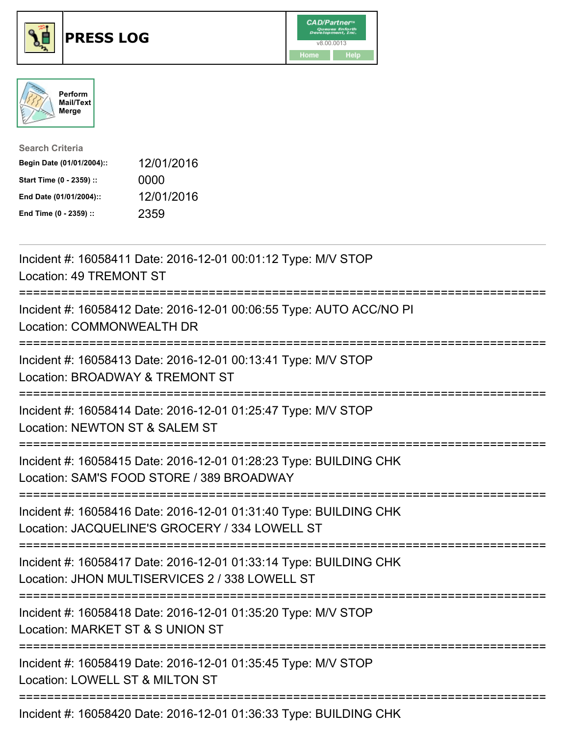# PRESS LOG

CAD/Partner v8.00.0013

Home Help

Perform Mail/Text Merge

**Search Criteria**

| | |
|---|---|
| **Begin Date (01/01/2004)::** | 12/01/2016 |
| **Start Time (0 - 2359) ::** | 0000 |
| **End Date (01/01/2004)::** | 12/01/2016 |
| **End Time (0 - 2359) ::** | 2359 |

---

Incident #: 16058411 Date: 2016-12-01 00:01:12 Type: M/V STOP
Location: 49 TREMONT ST

===========================================================================

Incident #: 16058412 Date: 2016-12-01 00:06:55 Type: AUTO ACC/NO PI
Location: COMMONWEALTH DR

===========================================================================

Incident #: 16058413 Date: 2016-12-01 00:13:41 Type: M/V STOP
Location: BROADWAY & TREMONT ST

===========================================================================

Incident #: 16058414 Date: 2016-12-01 01:25:47 Type: M/V STOP
Location: NEWTON ST & SALEM ST

===========================================================================

Incident #: 16058415 Date: 2016-12-01 01:28:23 Type: BUILDING CHK
Location: SAM'S FOOD STORE / 389 BROADWAY

===========================================================================

Incident #: 16058416 Date: 2016-12-01 01:31:40 Type: BUILDING CHK
Location: JACQUELINE'S GROCERY / 334 LOWELL ST

===========================================================================

Incident #: 16058417 Date: 2016-12-01 01:33:14 Type: BUILDING CHK
Location: JHON MULTISERVICES 2 / 338 LOWELL ST

===========================================================================

Incident #: 16058418 Date: 2016-12-01 01:35:20 Type: M/V STOP
Location: MARKET ST & S UNION ST

===========================================================================

Incident #: 16058419 Date: 2016-12-01 01:35:45 Type: M/V STOP
Location: LOWELL ST & MILTON ST

===========================================================================

Incident #: 16058420 Date: 2016-12-01 01:36:33 Type: BUILDING CHK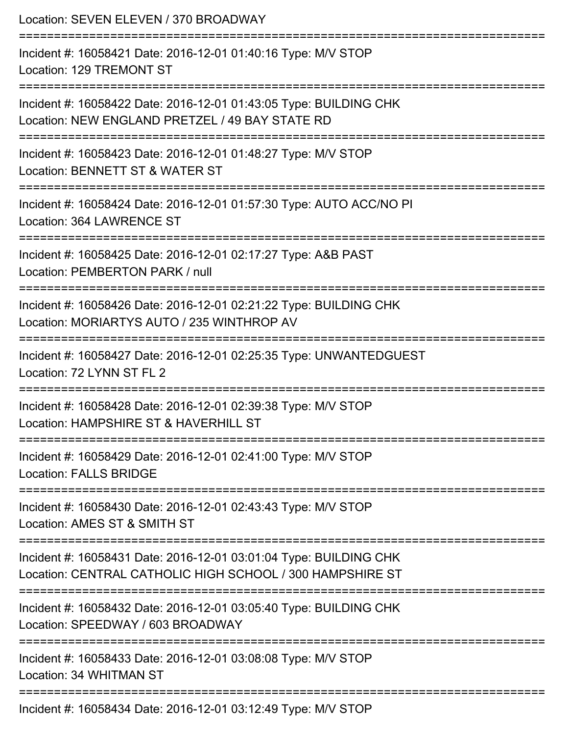Location: SEVEN ELEVEN / 370 BROADWAY

===========================================================================

Incident #: 16058421 Date: 2016-12-01 01:40:16 Type: M/V STOP
Location: 129 TREMONT ST

===========================================================================

Incident #: 16058422 Date: 2016-12-01 01:43:05 Type: BUILDING CHK
Location: NEW ENGLAND PRETZEL / 49 BAY STATE RD

===========================================================================

Incident #: 16058423 Date: 2016-12-01 01:48:27 Type: M/V STOP
Location: BENNETT ST & WATER ST

===========================================================================

Incident #: 16058424 Date: 2016-12-01 01:57:30 Type: AUTO ACC/NO PI
Location: 364 LAWRENCE ST

===========================================================================

Incident #: 16058425 Date: 2016-12-01 02:17:27 Type: A&B PAST
Location: PEMBERTON PARK / null

===========================================================================

Incident #: 16058426 Date: 2016-12-01 02:21:22 Type: BUILDING CHK
Location: MORIARTYS AUTO / 235 WINTHROP AV

===========================================================================

Incident #: 16058427 Date: 2016-12-01 02:25:35 Type: UNWANTEDGUEST
Location: 72 LYNN ST FL 2

===========================================================================

Incident #: 16058428 Date: 2016-12-01 02:39:38 Type: M/V STOP
Location: HAMPSHIRE ST & HAVERHILL ST

===========================================================================

Incident #: 16058429 Date: 2016-12-01 02:41:00 Type: M/V STOP
Location: FALLS BRIDGE

===========================================================================

Incident #: 16058430 Date: 2016-12-01 02:43:43 Type: M/V STOP
Location: AMES ST & SMITH ST

===========================================================================

Incident #: 16058431 Date: 2016-12-01 03:01:04 Type: BUILDING CHK
Location: CENTRAL CATHOLIC HIGH SCHOOL / 300 HAMPSHIRE ST

===========================================================================

Incident #: 16058432 Date: 2016-12-01 03:05:40 Type: BUILDING CHK
Location: SPEEDWAY / 603 BROADWAY

===========================================================================

Incident #: 16058433 Date: 2016-12-01 03:08:08 Type: M/V STOP
Location: 34 WHITMAN ST

===========================================================================

Incident #: 16058434 Date: 2016-12-01 03:12:49 Type: M/V STOP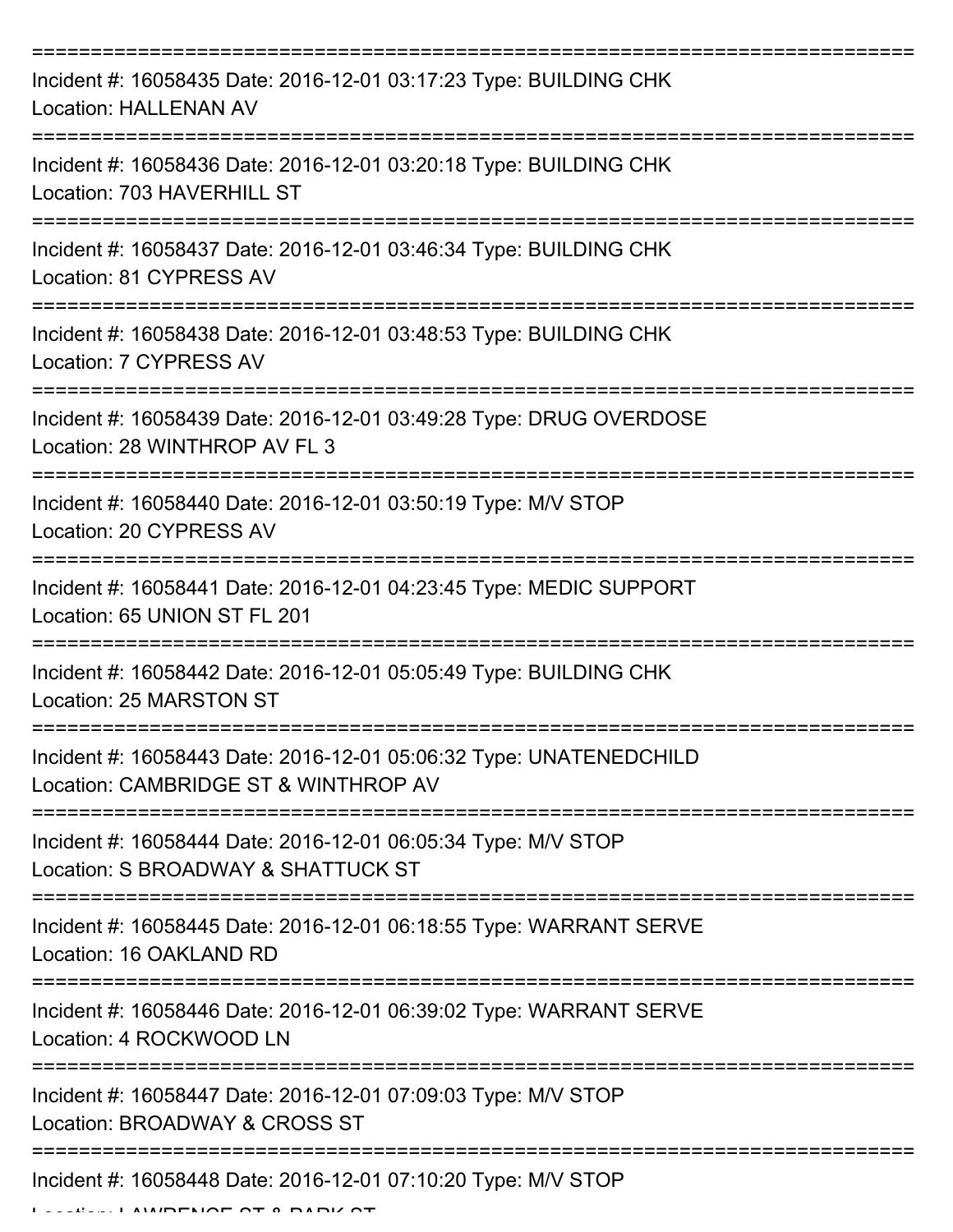===========================================================================

Incident #: 16058435 Date: 2016-12-01 03:17:23 Type: BUILDING CHK
Location: HALLENAN AV

===========================================================================

Incident #: 16058436 Date: 2016-12-01 03:20:18 Type: BUILDING CHK
Location: 703 HAVERHILL ST

===========================================================================

Incident #: 16058437 Date: 2016-12-01 03:46:34 Type: BUILDING CHK
Location: 81 CYPRESS AV

===========================================================================

Incident #: 16058438 Date: 2016-12-01 03:48:53 Type: BUILDING CHK
Location: 7 CYPRESS AV

===========================================================================

Incident #: 16058439 Date: 2016-12-01 03:49:28 Type: DRUG OVERDOSE
Location: 28 WINTHROP AV FL 3

===========================================================================

Incident #: 16058440 Date: 2016-12-01 03:50:19 Type: M/V STOP
Location: 20 CYPRESS AV

===========================================================================

Incident #: 16058441 Date: 2016-12-01 04:23:45 Type: MEDIC SUPPORT
Location: 65 UNION ST FL 201

===========================================================================

Incident #: 16058442 Date: 2016-12-01 05:05:49 Type: BUILDING CHK
Location: 25 MARSTON ST

===========================================================================

Incident #: 16058443 Date: 2016-12-01 05:06:32 Type: UNATENEDCHILD
Location: CAMBRIDGE ST & WINTHROP AV

===========================================================================

Incident #: 16058444 Date: 2016-12-01 06:05:34 Type: M/V STOP
Location: S BROADWAY & SHATTUCK ST

===========================================================================

Incident #: 16058445 Date: 2016-12-01 06:18:55 Type: WARRANT SERVE
Location: 16 OAKLAND RD

===========================================================================

Incident #: 16058446 Date: 2016-12-01 06:39:02 Type: WARRANT SERVE
Location: 4 ROCKWOOD LN

===========================================================================

Incident #: 16058447 Date: 2016-12-01 07:09:03 Type: M/V STOP
Location: BROADWAY & CROSS ST

===========================================================================

Incident #: 16058448 Date: 2016-12-01 07:10:20 Type: M/V STOP
Location: LAWRENCE ST & PARK ST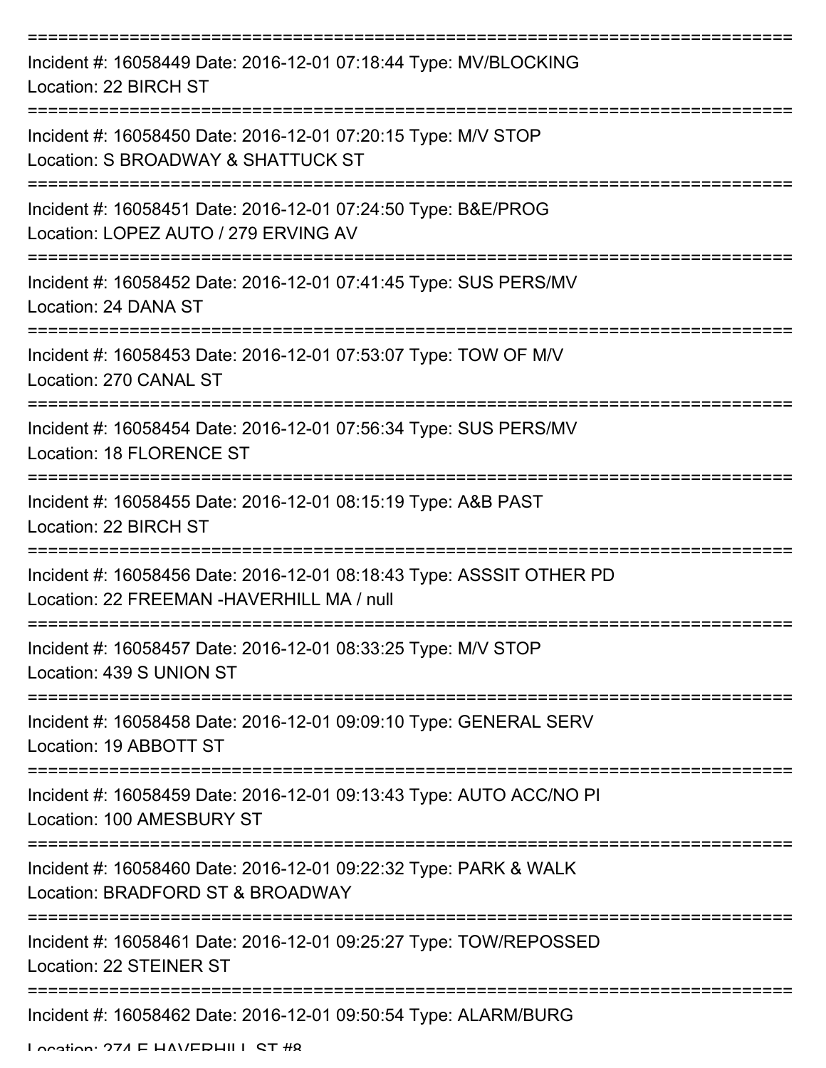===========================================================================

Incident #: 16058449 Date: 2016-12-01 07:18:44 Type: MV/BLOCKING
Location: 22 BIRCH ST

===========================================================================

Incident #: 16058450 Date: 2016-12-01 07:20:15 Type: M/V STOP
Location: S BROADWAY & SHATTUCK ST

===========================================================================

Incident #: 16058451 Date: 2016-12-01 07:24:50 Type: B&E/PROG
Location: LOPEZ AUTO / 279 ERVING AV

===========================================================================

Incident #: 16058452 Date: 2016-12-01 07:41:45 Type: SUS PERS/MV
Location: 24 DANA ST

===========================================================================

Incident #: 16058453 Date: 2016-12-01 07:53:07 Type: TOW OF M/V
Location: 270 CANAL ST

===========================================================================

Incident #: 16058454 Date: 2016-12-01 07:56:34 Type: SUS PERS/MV
Location: 18 FLORENCE ST

===========================================================================

Incident #: 16058455 Date: 2016-12-01 08:15:19 Type: A&B PAST
Location: 22 BIRCH ST

===========================================================================

Incident #: 16058456 Date: 2016-12-01 08:18:43 Type: ASSSIT OTHER PD
Location: 22 FREEMAN -HAVERHILL MA / null

===========================================================================

Incident #: 16058457 Date: 2016-12-01 08:33:25 Type: M/V STOP
Location: 439 S UNION ST

===========================================================================

Incident #: 16058458 Date: 2016-12-01 09:09:10 Type: GENERAL SERV
Location: 19 ABBOTT ST

===========================================================================

Incident #: 16058459 Date: 2016-12-01 09:13:43 Type: AUTO ACC/NO PI
Location: 100 AMESBURY ST

===========================================================================

Incident #: 16058460 Date: 2016-12-01 09:22:32 Type: PARK & WALK
Location: BRADFORD ST & BROADWAY

===========================================================================

Incident #: 16058461 Date: 2016-12-01 09:25:27 Type: TOW/REPOSSED
Location: 22 STEINER ST

===========================================================================

Incident #: 16058462 Date: 2016-12-01 09:50:54 Type: ALARM/BURG
Location: 274 E HAVERHILL ST #8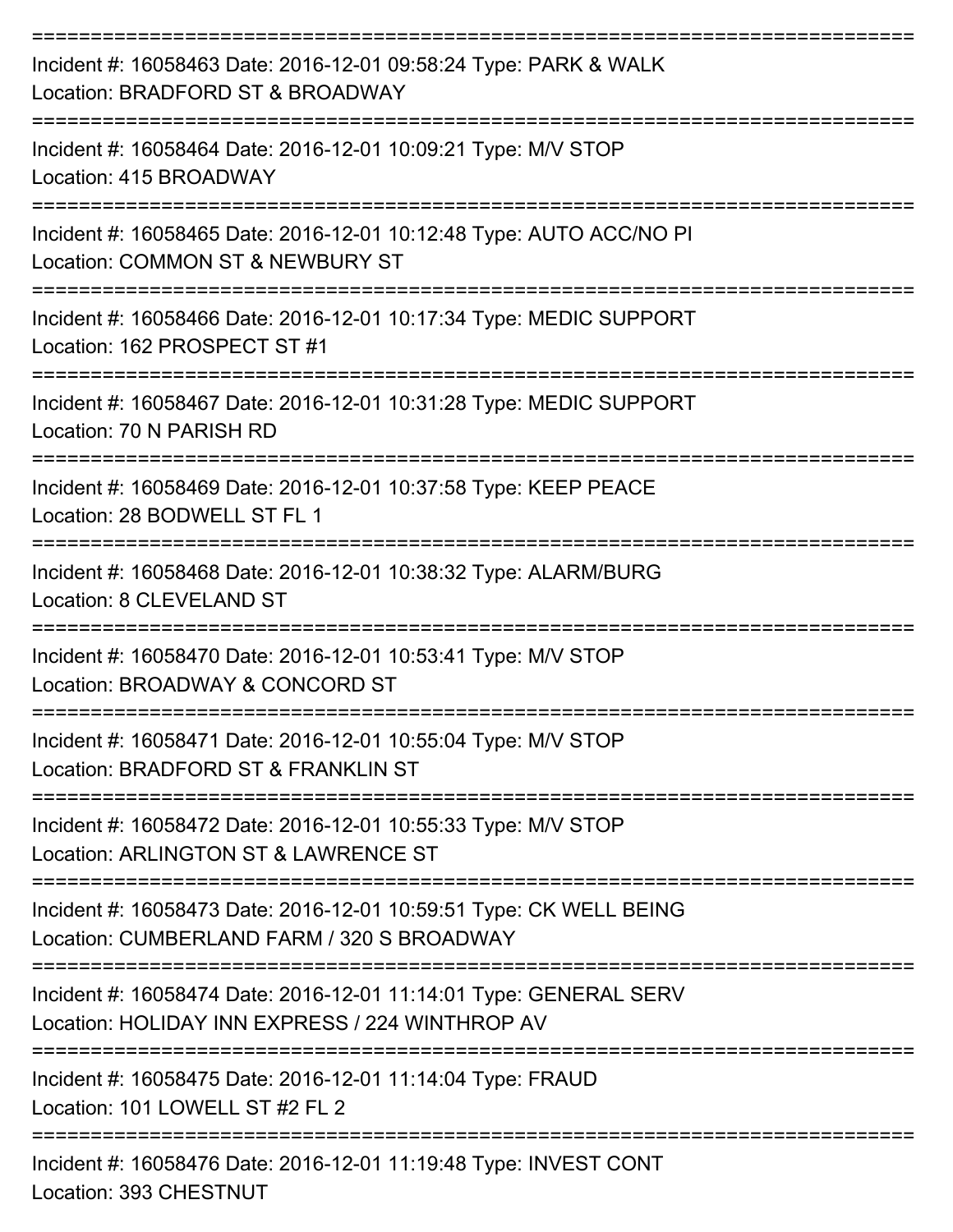===========================================================================

Incident #: 16058463 Date: 2016-12-01 09:58:24 Type: PARK & WALK
Location: BRADFORD ST & BROADWAY

===========================================================================

Incident #: 16058464 Date: 2016-12-01 10:09:21 Type: M/V STOP
Location: 415 BROADWAY

===========================================================================

Incident #: 16058465 Date: 2016-12-01 10:12:48 Type: AUTO ACC/NO PI
Location: COMMON ST & NEWBURY ST

===========================================================================

Incident #: 16058466 Date: 2016-12-01 10:17:34 Type: MEDIC SUPPORT
Location: 162 PROSPECT ST #1

===========================================================================

Incident #: 16058467 Date: 2016-12-01 10:31:28 Type: MEDIC SUPPORT
Location: 70 N PARISH RD

===========================================================================

Incident #: 16058469 Date: 2016-12-01 10:37:58 Type: KEEP PEACE
Location: 28 BODWELL ST FL 1

===========================================================================

Incident #: 16058468 Date: 2016-12-01 10:38:32 Type: ALARM/BURG
Location: 8 CLEVELAND ST

===========================================================================

Incident #: 16058470 Date: 2016-12-01 10:53:41 Type: M/V STOP
Location: BROADWAY & CONCORD ST

===========================================================================

Incident #: 16058471 Date: 2016-12-01 10:55:04 Type: M/V STOP
Location: BRADFORD ST & FRANKLIN ST

===========================================================================

Incident #: 16058472 Date: 2016-12-01 10:55:33 Type: M/V STOP
Location: ARLINGTON ST & LAWRENCE ST

===========================================================================

Incident #: 16058473 Date: 2016-12-01 10:59:51 Type: CK WELL BEING
Location: CUMBERLAND FARM / 320 S BROADWAY

===========================================================================

Incident #: 16058474 Date: 2016-12-01 11:14:01 Type: GENERAL SERV
Location: HOLIDAY INN EXPRESS / 224 WINTHROP AV

===========================================================================

Incident #: 16058475 Date: 2016-12-01 11:14:04 Type: FRAUD
Location: 101 LOWELL ST #2 FL 2

===========================================================================

Incident #: 16058476 Date: 2016-12-01 11:19:48 Type: INVEST CONT
Location: 393 CHESTNUT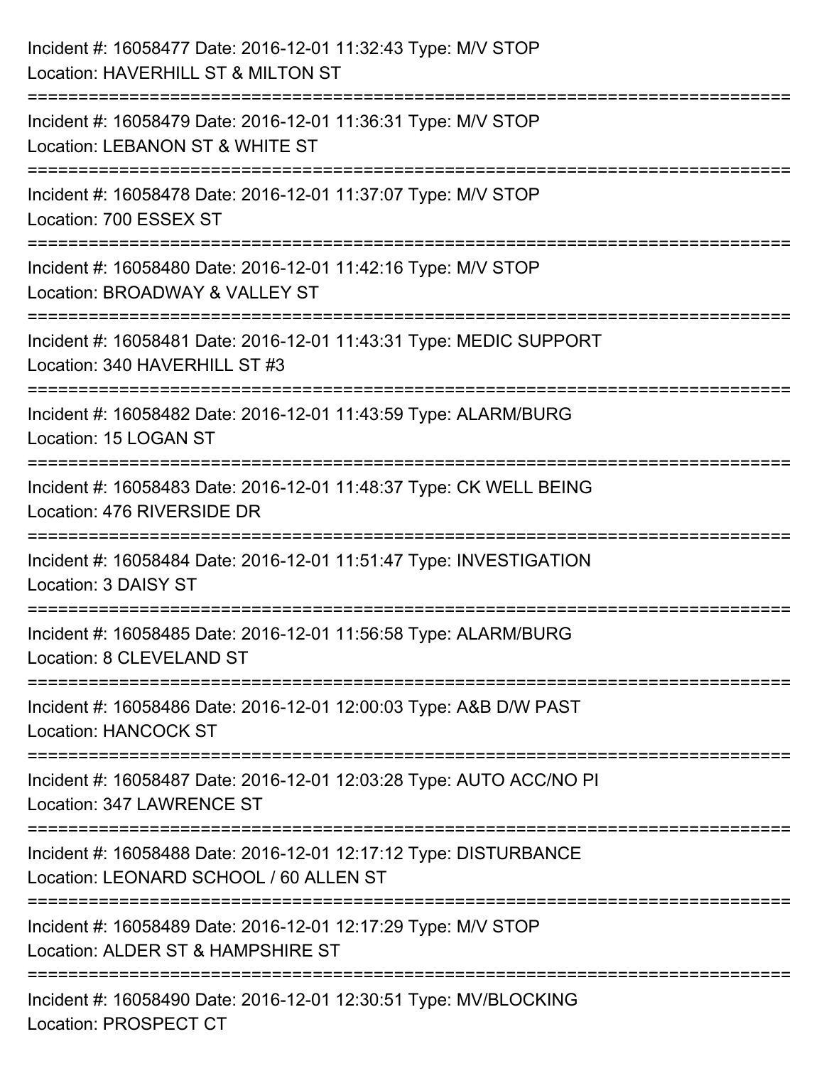Incident #: 16058477 Date: 2016-12-01 11:32:43 Type: M/V STOP
Location: HAVERHILL ST & MILTON ST

===========================================================================

Incident #: 16058479 Date: 2016-12-01 11:36:31 Type: M/V STOP
Location: LEBANON ST & WHITE ST

===========================================================================

Incident #: 16058478 Date: 2016-12-01 11:37:07 Type: M/V STOP
Location: 700 ESSEX ST

===========================================================================

Incident #: 16058480 Date: 2016-12-01 11:42:16 Type: M/V STOP
Location: BROADWAY & VALLEY ST

===========================================================================

Incident #: 16058481 Date: 2016-12-01 11:43:31 Type: MEDIC SUPPORT
Location: 340 HAVERHILL ST #3

===========================================================================

Incident #: 16058482 Date: 2016-12-01 11:43:59 Type: ALARM/BURG
Location: 15 LOGAN ST

===========================================================================

Incident #: 16058483 Date: 2016-12-01 11:48:37 Type: CK WELL BEING
Location: 476 RIVERSIDE DR

===========================================================================

Incident #: 16058484 Date: 2016-12-01 11:51:47 Type: INVESTIGATION
Location: 3 DAISY ST

===========================================================================

Incident #: 16058485 Date: 2016-12-01 11:56:58 Type: ALARM/BURG
Location: 8 CLEVELAND ST

===========================================================================

Incident #: 16058486 Date: 2016-12-01 12:00:03 Type: A&B D/W PAST
Location: HANCOCK ST

===========================================================================

Incident #: 16058487 Date: 2016-12-01 12:03:28 Type: AUTO ACC/NO PI
Location: 347 LAWRENCE ST

===========================================================================

Incident #: 16058488 Date: 2016-12-01 12:17:12 Type: DISTURBANCE
Location: LEONARD SCHOOL / 60 ALLEN ST

===========================================================================

Incident #: 16058489 Date: 2016-12-01 12:17:29 Type: M/V STOP
Location: ALDER ST & HAMPSHIRE ST

===========================================================================

Incident #: 16058490 Date: 2016-12-01 12:30:51 Type: MV/BLOCKING
Location: PROSPECT CT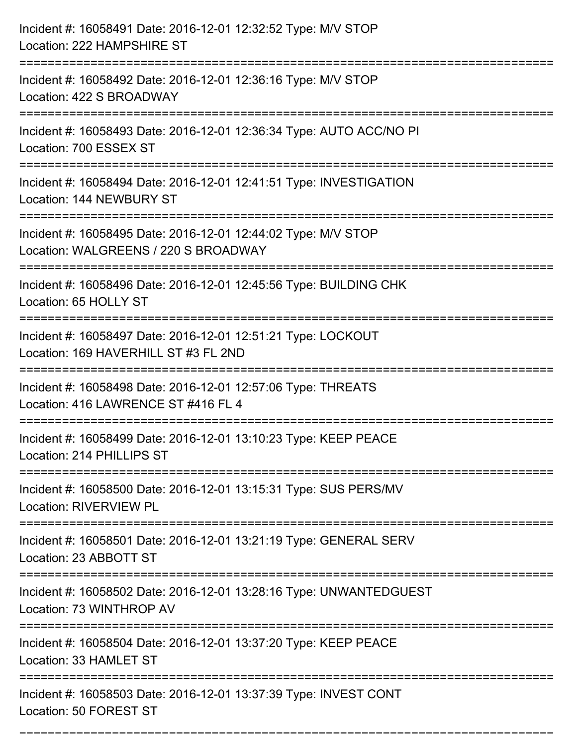Incident #: 16058491 Date: 2016-12-01 12:32:52 Type: M/V STOP
Location: 222 HAMPSHIRE ST

===========================================================================

Incident #: 16058492 Date: 2016-12-01 12:36:16 Type: M/V STOP
Location: 422 S BROADWAY

===========================================================================

Incident #: 16058493 Date: 2016-12-01 12:36:34 Type: AUTO ACC/NO PI
Location: 700 ESSEX ST

===========================================================================

Incident #: 16058494 Date: 2016-12-01 12:41:51 Type: INVESTIGATION
Location: 144 NEWBURY ST

===========================================================================

Incident #: 16058495 Date: 2016-12-01 12:44:02 Type: M/V STOP
Location: WALGREENS / 220 S BROADWAY

===========================================================================

Incident #: 16058496 Date: 2016-12-01 12:45:56 Type: BUILDING CHK
Location: 65 HOLLY ST

===========================================================================

Incident #: 16058497 Date: 2016-12-01 12:51:21 Type: LOCKOUT
Location: 169 HAVERHILL ST #3 FL 2ND

===========================================================================

Incident #: 16058498 Date: 2016-12-01 12:57:06 Type: THREATS
Location: 416 LAWRENCE ST #416 FL 4

===========================================================================

Incident #: 16058499 Date: 2016-12-01 13:10:23 Type: KEEP PEACE
Location: 214 PHILLIPS ST

===========================================================================

Incident #: 16058500 Date: 2016-12-01 13:15:31 Type: SUS PERS/MV
Location: RIVERVIEW PL

===========================================================================

Incident #: 16058501 Date: 2016-12-01 13:21:19 Type: GENERAL SERV
Location: 23 ABBOTT ST

===========================================================================

Incident #: 16058502 Date: 2016-12-01 13:28:16 Type: UNWANTEDGUEST
Location: 73 WINTHROP AV

===========================================================================

Incident #: 16058504 Date: 2016-12-01 13:37:20 Type: KEEP PEACE
Location: 33 HAMLET ST

===========================================================================

Incident #: 16058503 Date: 2016-12-01 13:37:39 Type: INVEST CONT
Location: 50 FOREST ST

===========================================================================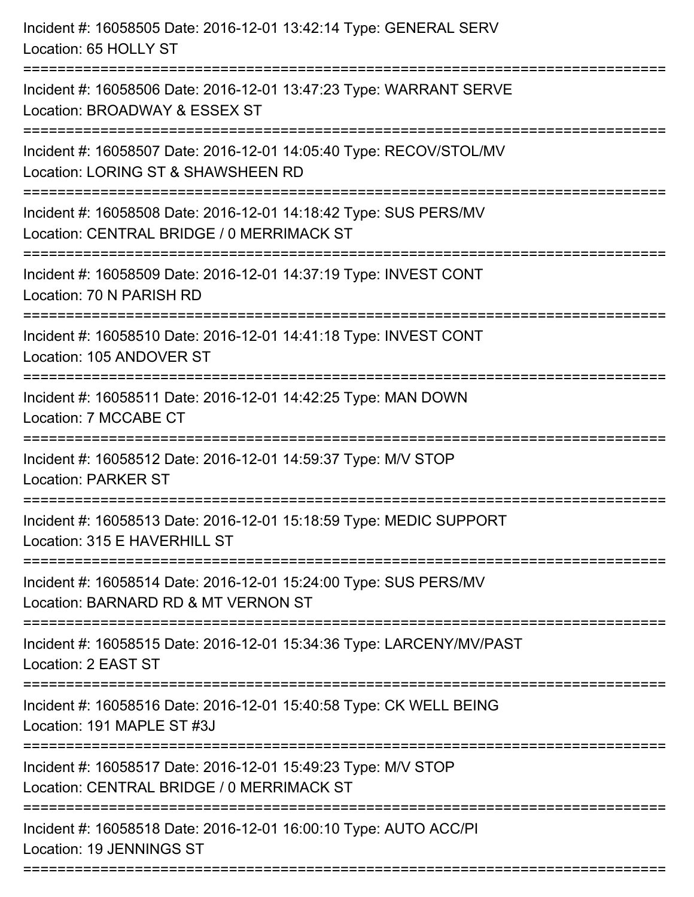Incident #: 16058505 Date: 2016-12-01 13:42:14 Type: GENERAL SERV
Location: 65 HOLLY ST

===========================================================================

Incident #: 16058506 Date: 2016-12-01 13:47:23 Type: WARRANT SERVE
Location: BROADWAY & ESSEX ST

===========================================================================

Incident #: 16058507 Date: 2016-12-01 14:05:40 Type: RECOV/STOL/MV
Location: LORING ST & SHAWSHEEN RD

===========================================================================

Incident #: 16058508 Date: 2016-12-01 14:18:42 Type: SUS PERS/MV
Location: CENTRAL BRIDGE / 0 MERRIMACK ST

===========================================================================

Incident #: 16058509 Date: 2016-12-01 14:37:19 Type: INVEST CONT
Location: 70 N PARISH RD

===========================================================================

Incident #: 16058510 Date: 2016-12-01 14:41:18 Type: INVEST CONT
Location: 105 ANDOVER ST

===========================================================================

Incident #: 16058511 Date: 2016-12-01 14:42:25 Type: MAN DOWN
Location: 7 MCCABE CT

===========================================================================

Incident #: 16058512 Date: 2016-12-01 14:59:37 Type: M/V STOP
Location: PARKER ST

===========================================================================

Incident #: 16058513 Date: 2016-12-01 15:18:59 Type: MEDIC SUPPORT
Location: 315 E HAVERHILL ST

===========================================================================

Incident #: 16058514 Date: 2016-12-01 15:24:00 Type: SUS PERS/MV
Location: BARNARD RD & MT VERNON ST

===========================================================================

Incident #: 16058515 Date: 2016-12-01 15:34:36 Type: LARCENY/MV/PAST
Location: 2 EAST ST

===========================================================================

Incident #: 16058516 Date: 2016-12-01 15:40:58 Type: CK WELL BEING
Location: 191 MAPLE ST #3J

===========================================================================

Incident #: 16058517 Date: 2016-12-01 15:49:23 Type: M/V STOP
Location: CENTRAL BRIDGE / 0 MERRIMACK ST

===========================================================================

Incident #: 16058518 Date: 2016-12-01 16:00:10 Type: AUTO ACC/PI
Location: 19 JENNINGS ST

===========================================================================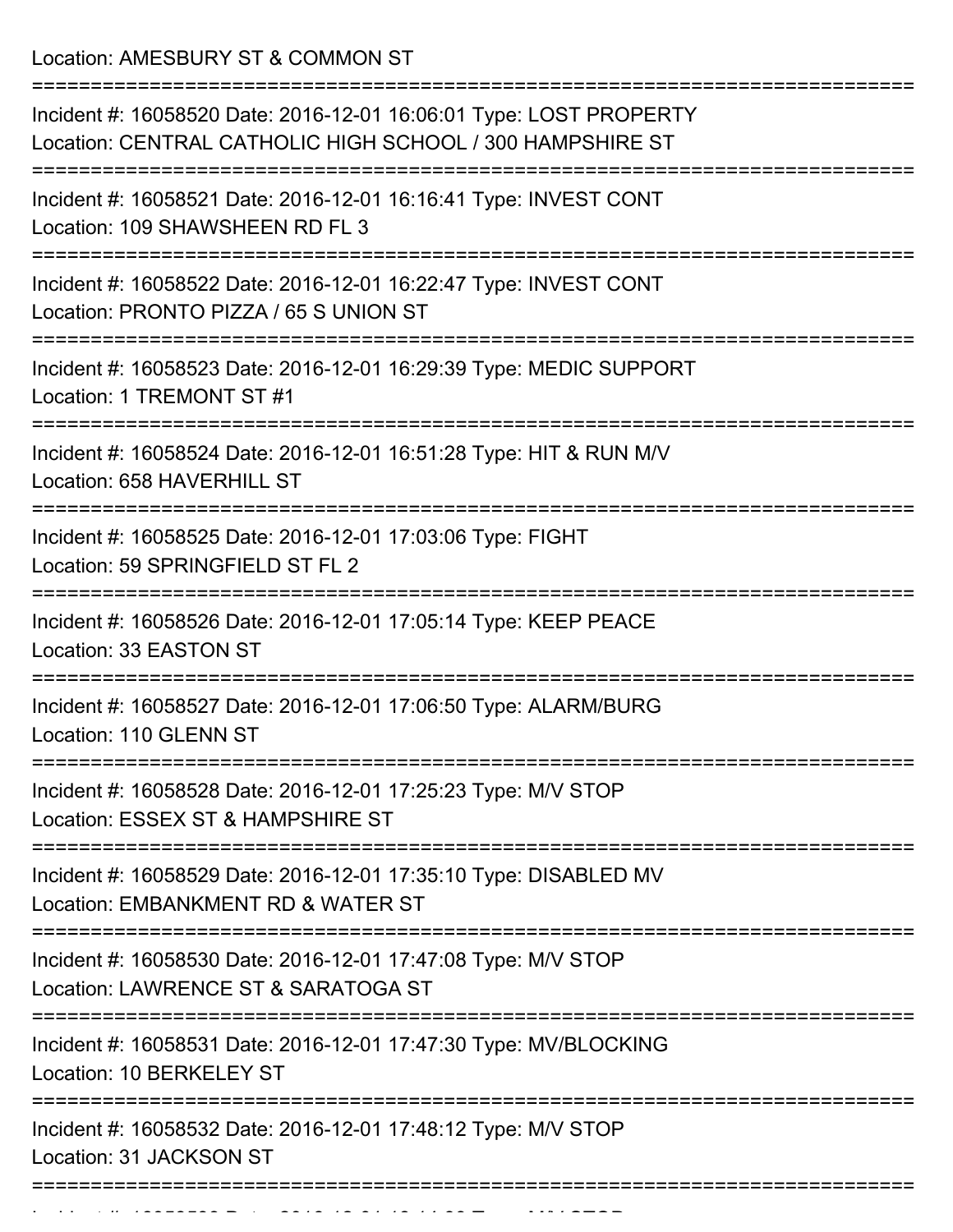Location: AMESBURY ST & COMMON ST

===========================================================================

Incident #: 16058520 Date: 2016-12-01 16:06:01 Type: LOST PROPERTY
Location: CENTRAL CATHOLIC HIGH SCHOOL / 300 HAMPSHIRE ST

===========================================================================

Incident #: 16058521 Date: 2016-12-01 16:16:41 Type: INVEST CONT
Location: 109 SHAWSHEEN RD FL 3

===========================================================================

Incident #: 16058522 Date: 2016-12-01 16:22:47 Type: INVEST CONT
Location: PRONTO PIZZA / 65 S UNION ST

===========================================================================

Incident #: 16058523 Date: 2016-12-01 16:29:39 Type: MEDIC SUPPORT
Location: 1 TREMONT ST #1

===========================================================================

Incident #: 16058524 Date: 2016-12-01 16:51:28 Type: HIT & RUN M/V
Location: 658 HAVERHILL ST

===========================================================================

Incident #: 16058525 Date: 2016-12-01 17:03:06 Type: FIGHT
Location: 59 SPRINGFIELD ST FL 2

===========================================================================

Incident #: 16058526 Date: 2016-12-01 17:05:14 Type: KEEP PEACE
Location: 33 EASTON ST

===========================================================================

Incident #: 16058527 Date: 2016-12-01 17:06:50 Type: ALARM/BURG
Location: 110 GLENN ST

===========================================================================

Incident #: 16058528 Date: 2016-12-01 17:25:23 Type: M/V STOP
Location: ESSEX ST & HAMPSHIRE ST

===========================================================================

Incident #: 16058529 Date: 2016-12-01 17:35:10 Type: DISABLED MV
Location: EMBANKMENT RD & WATER ST

===========================================================================

Incident #: 16058530 Date: 2016-12-01 17:47:08 Type: M/V STOP
Location: LAWRENCE ST & SARATOGA ST

===========================================================================

Incident #: 16058531 Date: 2016-12-01 17:47:30 Type: MV/BLOCKING
Location: 10 BERKELEY ST

===========================================================================

Incident #: 16058532 Date: 2016-12-01 17:48:12 Type: M/V STOP
Location: 31 JACKSON ST

===========================================================================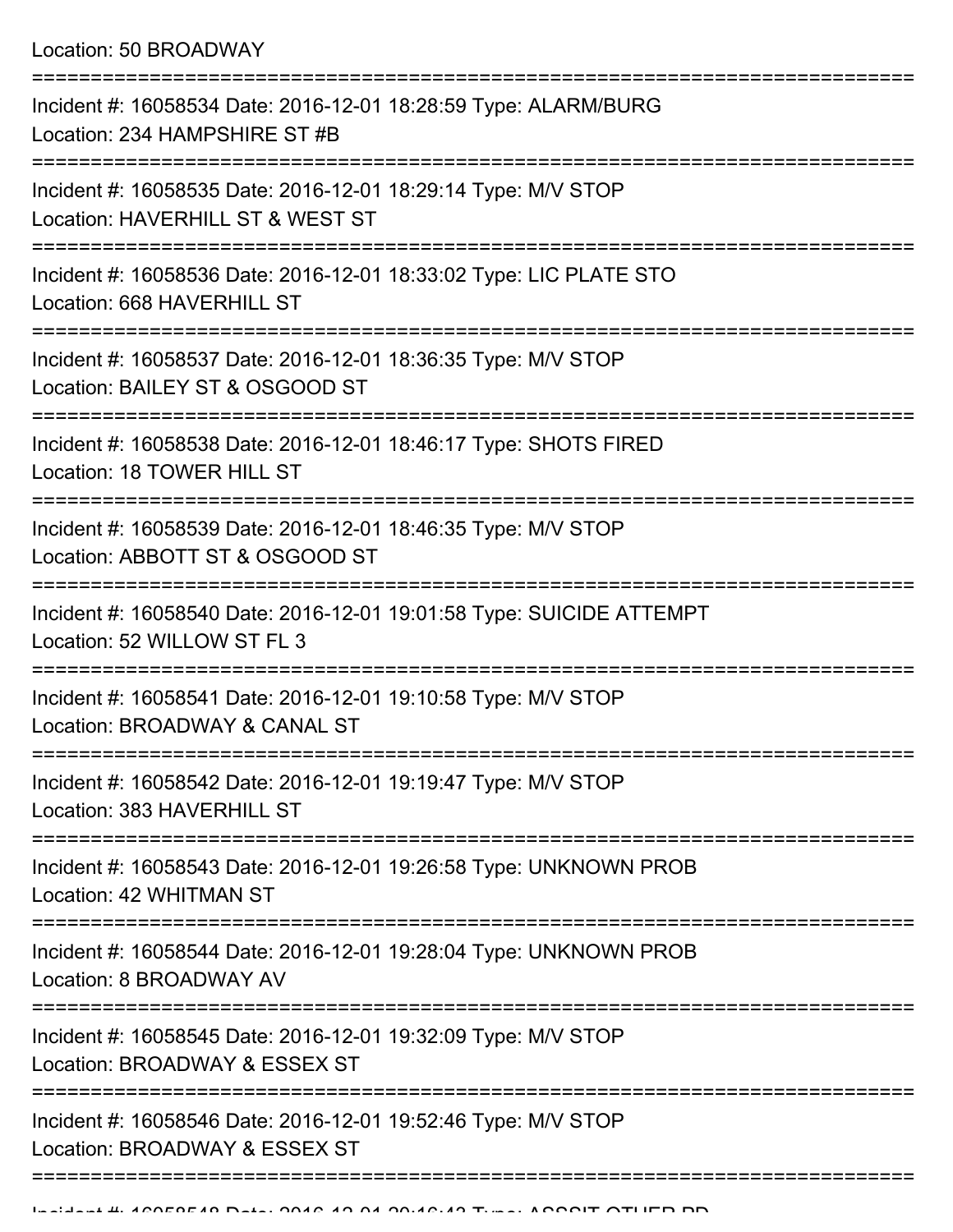Location: 50 BROADWAY

===========================================================================

Incident #: 16058534 Date: 2016-12-01 18:28:59 Type: ALARM/BURG
Location: 234 HAMPSHIRE ST #B

===========================================================================

Incident #: 16058535 Date: 2016-12-01 18:29:14 Type: M/V STOP
Location: HAVERHILL ST & WEST ST

===========================================================================

Incident #: 16058536 Date: 2016-12-01 18:33:02 Type: LIC PLATE STO
Location: 668 HAVERHILL ST

===========================================================================

Incident #: 16058537 Date: 2016-12-01 18:36:35 Type: M/V STOP
Location: BAILEY ST & OSGOOD ST

===========================================================================

Incident #: 16058538 Date: 2016-12-01 18:46:17 Type: SHOTS FIRED
Location: 18 TOWER HILL ST

===========================================================================

Incident #: 16058539 Date: 2016-12-01 18:46:35 Type: M/V STOP
Location: ABBOTT ST & OSGOOD ST

===========================================================================

Incident #: 16058540 Date: 2016-12-01 19:01:58 Type: SUICIDE ATTEMPT
Location: 52 WILLOW ST FL 3

===========================================================================

Incident #: 16058541 Date: 2016-12-01 19:10:58 Type: M/V STOP
Location: BROADWAY & CANAL ST

===========================================================================

Incident #: 16058542 Date: 2016-12-01 19:19:47 Type: M/V STOP
Location: 383 HAVERHILL ST

===========================================================================

Incident #: 16058543 Date: 2016-12-01 19:26:58 Type: UNKNOWN PROB
Location: 42 WHITMAN ST

===========================================================================

Incident #: 16058544 Date: 2016-12-01 19:28:04 Type: UNKNOWN PROB
Location: 8 BROADWAY AV

===========================================================================

Incident #: 16058545 Date: 2016-12-01 19:32:09 Type: M/V STOP
Location: BROADWAY & ESSEX ST

===========================================================================

Incident #: 16058546 Date: 2016-12-01 19:52:46 Type: M/V STOP
Location: BROADWAY & ESSEX ST

===========================================================================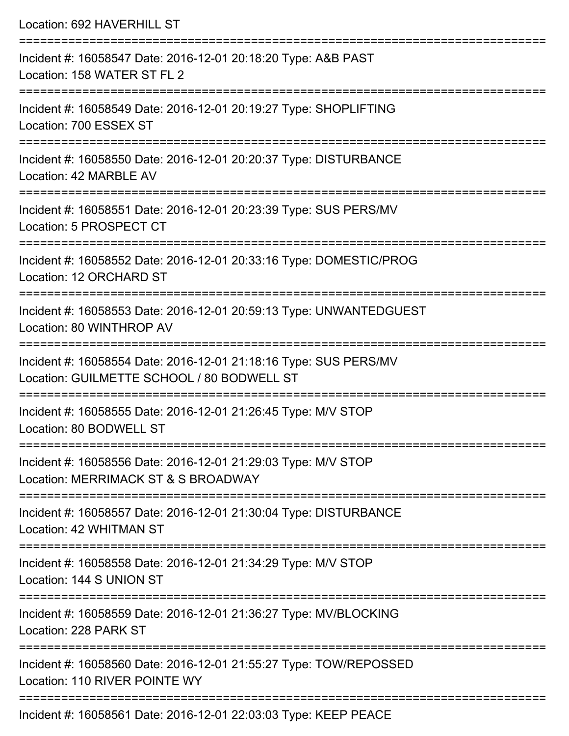Location: 692 HAVERHILL ST

===========================================================================

Incident #: 16058547 Date: 2016-12-01 20:18:20 Type: A&B PAST
Location: 158 WATER ST FL 2

===========================================================================

Incident #: 16058549 Date: 2016-12-01 20:19:27 Type: SHOPLIFTING
Location: 700 ESSEX ST

===========================================================================

Incident #: 16058550 Date: 2016-12-01 20:20:37 Type: DISTURBANCE
Location: 42 MARBLE AV

===========================================================================

Incident #: 16058551 Date: 2016-12-01 20:23:39 Type: SUS PERS/MV
Location: 5 PROSPECT CT

===========================================================================

Incident #: 16058552 Date: 2016-12-01 20:33:16 Type: DOMESTIC/PROG
Location: 12 ORCHARD ST

===========================================================================

Incident #: 16058553 Date: 2016-12-01 20:59:13 Type: UNWANTEDGUEST
Location: 80 WINTHROP AV

===========================================================================

Incident #: 16058554 Date: 2016-12-01 21:18:16 Type: SUS PERS/MV
Location: GUILMETTE SCHOOL / 80 BODWELL ST

===========================================================================

Incident #: 16058555 Date: 2016-12-01 21:26:45 Type: M/V STOP
Location: 80 BODWELL ST

===========================================================================

Incident #: 16058556 Date: 2016-12-01 21:29:03 Type: M/V STOP
Location: MERRIMACK ST & S BROADWAY

===========================================================================

Incident #: 16058557 Date: 2016-12-01 21:30:04 Type: DISTURBANCE
Location: 42 WHITMAN ST

===========================================================================

Incident #: 16058558 Date: 2016-12-01 21:34:29 Type: M/V STOP
Location: 144 S UNION ST

===========================================================================

Incident #: 16058559 Date: 2016-12-01 21:36:27 Type: MV/BLOCKING
Location: 228 PARK ST

===========================================================================

Incident #: 16058560 Date: 2016-12-01 21:55:27 Type: TOW/REPOSSED
Location: 110 RIVER POINTE WY

===========================================================================

Incident #: 16058561 Date: 2016-12-01 22:03:03 Type: KEEP PEACE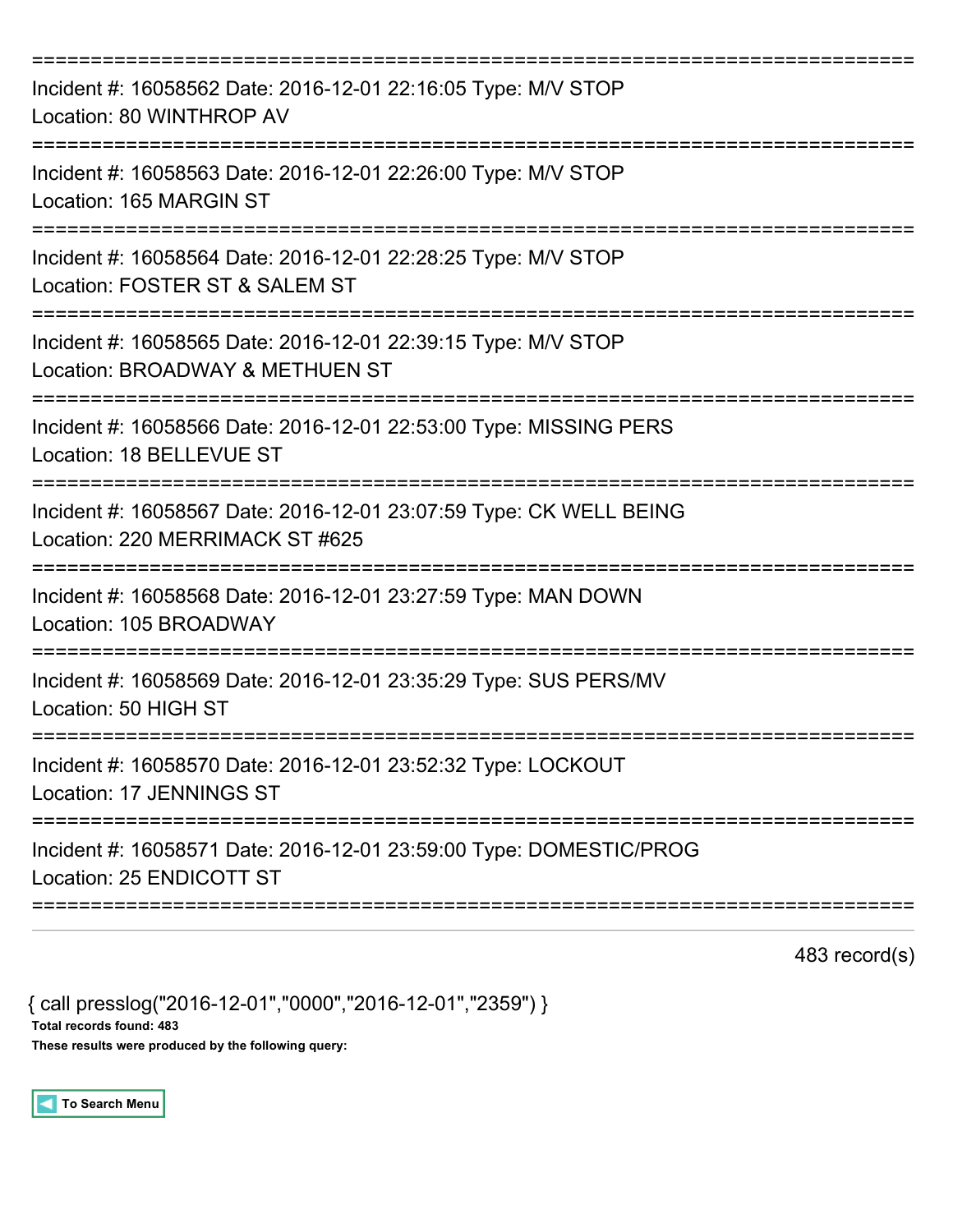===========================================================================

Incident #: 16058562 Date: 2016-12-01 22:16:05 Type: M/V STOP

Location: 80 WINTHROP AV

===========================================================================

Incident #: 16058563 Date: 2016-12-01 22:26:00 Type: M/V STOP

Location: 165 MARGIN ST

===========================================================================

Incident #: 16058564 Date: 2016-12-01 22:28:25 Type: M/V STOP

Location: FOSTER ST & SALEM ST

===========================================================================

Incident #: 16058565 Date: 2016-12-01 22:39:15 Type: M/V STOP

Location: BROADWAY & METHUEN ST

===========================================================================

Incident #: 16058566 Date: 2016-12-01 22:53:00 Type: MISSING PERS

Location: 18 BELLEVUE ST

===========================================================================

Incident #: 16058567 Date: 2016-12-01 23:07:59 Type: CK WELL BEING

Location: 220 MERRIMACK ST #625

===========================================================================

Incident #: 16058568 Date: 2016-12-01 23:27:59 Type: MAN DOWN

Location: 105 BROADWAY

===========================================================================

Incident #: 16058569 Date: 2016-12-01 23:35:29 Type: SUS PERS/MV

Location: 50 HIGH ST

===========================================================================

Incident #: 16058570 Date: 2016-12-01 23:52:32 Type: LOCKOUT

Location: 17 JENNINGS ST

===========================================================================

Incident #: 16058571 Date: 2016-12-01 23:59:00 Type: DOMESTIC/PROG

Location: 25 ENDICOTT ST

===========================================================================

483 record(s)

{ call presslog("2016-12-01","0000","2016-12-01","2359") }

**Total records found: 483**

**These results were produced by the following query:**

To Search Menu